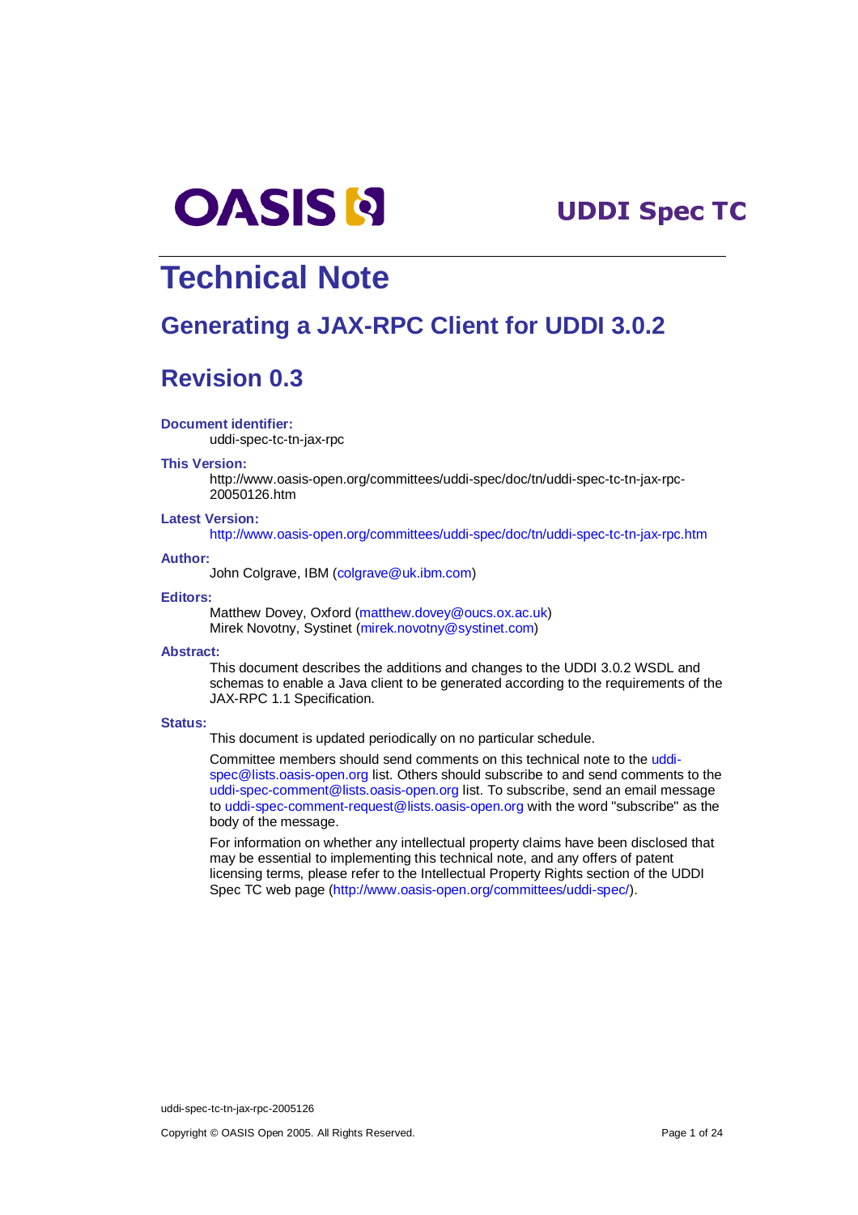OASIS **UDDI Spec TC**

# Technical Note

## Generating a JAX-RPC Client for UDDI 3.0.2

## Revision 0.3

**Document identifier:**

uddi-spec-tc-tn-jax-rpc

**This Version:**

http://www.oasis-open.org/committees/uddi-spec/doc/tn/uddi-spec-tc-tn-jax-rpc-20050126.htm

**Latest Version:**

http://www.oasis-open.org/committees/uddi-spec/doc/tn/uddi-spec-tc-tn-jax-rpc.htm

**Author:**

John Colgrave, IBM (colgrave@uk.ibm.com)

**Editors:**

Matthew Dovey, Oxford (matthew.dovey@oucs.ox.ac.uk)
Mirek Novotny, Systinet (mirek.novotny@systinet.com)

**Abstract:**

This document describes the additions and changes to the UDDI 3.0.2 WSDL and schemas to enable a Java client to be generated according to the requirements of the JAX-RPC 1.1 Specification.

**Status:**

This document is updated periodically on no particular schedule.

Committee members should send comments on this technical note to the uddi-spec@lists.oasis-open.org list. Others should subscribe to and send comments to the uddi-spec-comment@lists.oasis-open.org list. To subscribe, send an email message to uddi-spec-comment-request@lists.oasis-open.org with the word "subscribe" as the body of the message.

For information on whether any intellectual property claims have been disclosed that may be essential to implementing this technical note, and any offers of patent licensing terms, please refer to the Intellectual Property Rights section of the UDDI Spec TC web page (http://www.oasis-open.org/committees/uddi-spec/).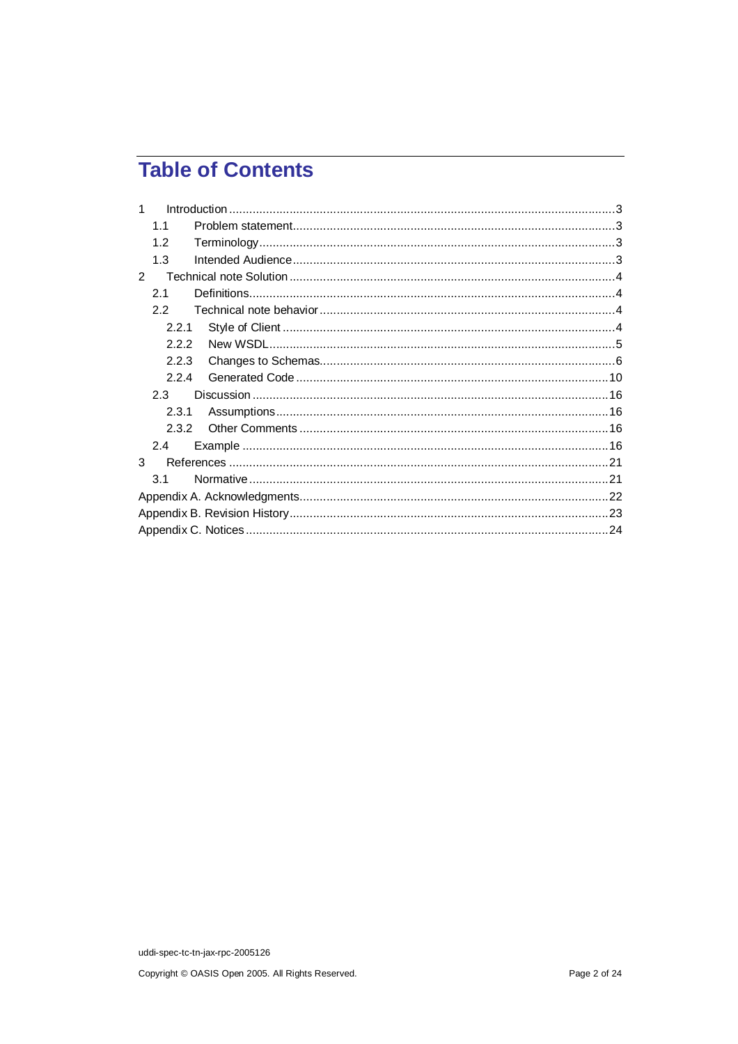# Table of Contents

1 Introduction ... 3
  1.1 Problem statement ... 3
  1.2 Terminology ... 3
  1.3 Intended Audience ... 3
2 Technical note Solution ... 4
  2.1 Definitions ... 4
  2.2 Technical note behavior ... 4
    2.2.1 Style of Client ... 4
    2.2.2 New WSDL ... 5
    2.2.3 Changes to Schemas ... 6
    2.2.4 Generated Code ... 10
  2.3 Discussion ... 16
    2.3.1 Assumptions ... 16
    2.3.2 Other Comments ... 16
  2.4 Example ... 16
3 References ... 21
  3.1 Normative ... 21
Appendix A. Acknowledgments ... 22
Appendix B. Revision History ... 23
Appendix C. Notices ... 24

uddi-spec-tc-tn-jax-rpc-2005126

Copyright © OASIS Open 2005. All Rights Reserved.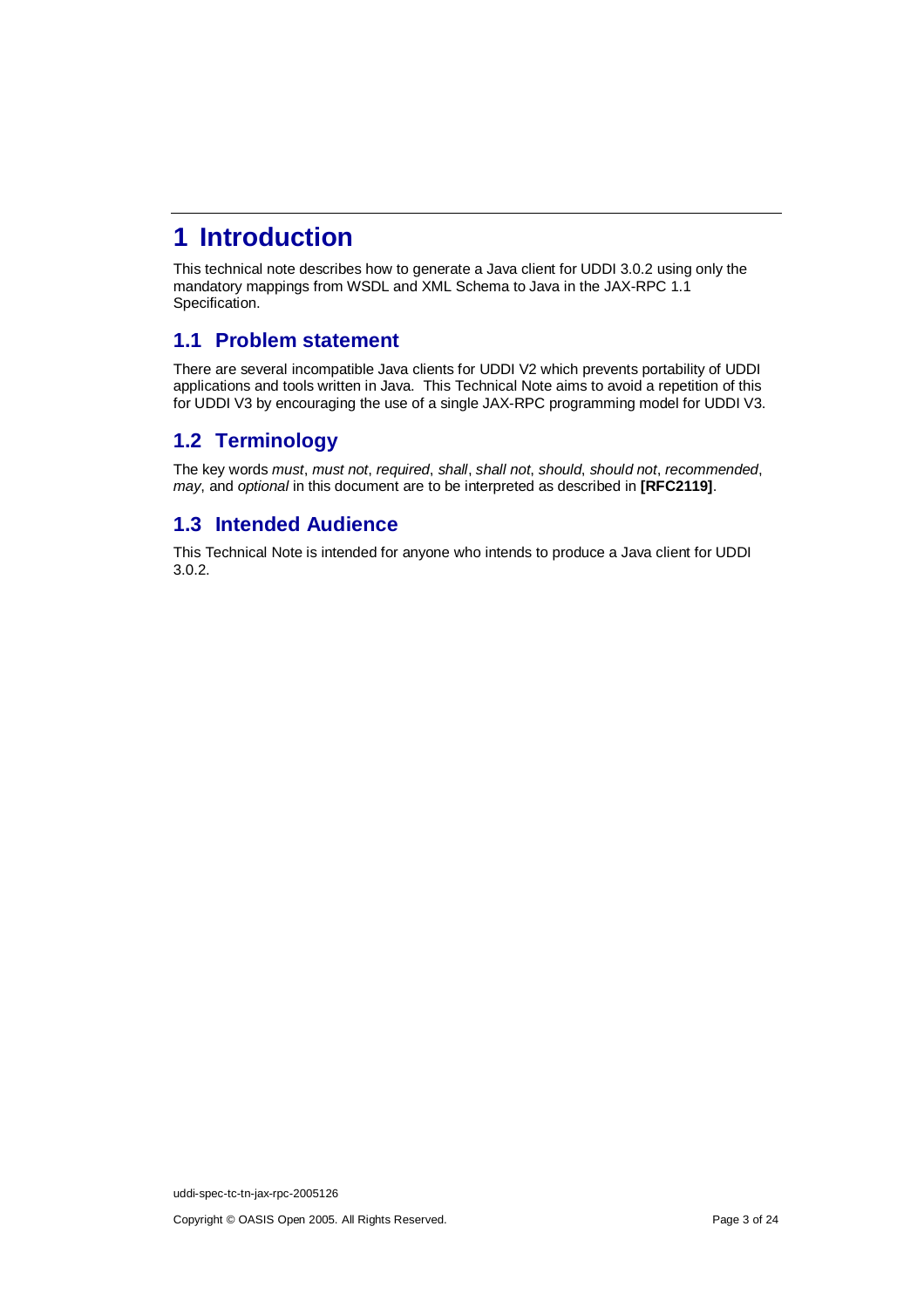# 1 Introduction

This technical note describes how to generate a Java client for UDDI 3.0.2 using only the mandatory mappings from WSDL and XML Schema to Java in the JAX-RPC 1.1 Specification.

## 1.1 Problem statement

There are several incompatible Java clients for UDDI V2 which prevents portability of UDDI applications and tools written in Java. This Technical Note aims to avoid a repetition of this for UDDI V3 by encouraging the use of a single JAX-RPC programming model for UDDI V3.

## 1.2 Terminology

The key words *must*, *must not*, *required*, *shall*, *shall not*, *should*, *should not*, *recommended*, *may*, and *optional* in this document are to be interpreted as described in **[RFC2119]**.

## 1.3 Intended Audience

This Technical Note is intended for anyone who intends to produce a Java client for UDDI 3.0.2.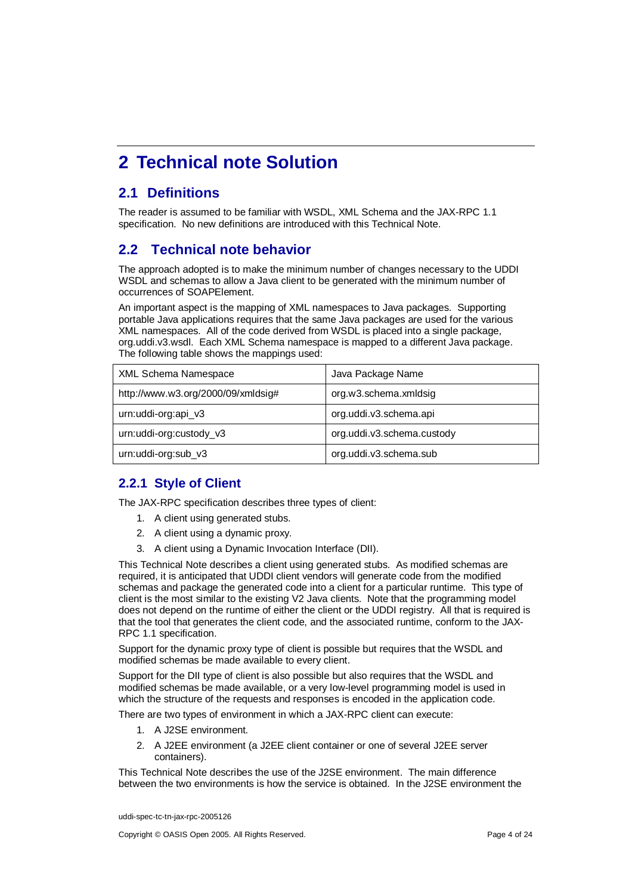# 2 Technical note Solution

## 2.1 Definitions

The reader is assumed to be familiar with WSDL, XML Schema and the JAX-RPC 1.1 specification. No new definitions are introduced with this Technical Note.

## 2.2 Technical note behavior

The approach adopted is to make the minimum number of changes necessary to the UDDI WSDL and schemas to allow a Java client to be generated with the minimum number of occurrences of SOAPElement.

An important aspect is the mapping of XML namespaces to Java packages. Supporting portable Java applications requires that the same Java packages are used for the various XML namespaces. All of the code derived from WSDL is placed into a single package, org.uddi.v3.wsdl. Each XML Schema namespace is mapped to a different Java package. The following table shows the mappings used:

| XML Schema Namespace | Java Package Name |
|---|---|
| http://www.w3.org/2000/09/xmldsig# | org.w3.schema.xmldsig |
| urn:uddi-org:api_v3 | org.uddi.v3.schema.api |
| urn:uddi-org:custody_v3 | org.uddi.v3.schema.custody |
| urn:uddi-org:sub_v3 | org.uddi.v3.schema.sub |

### 2.2.1 Style of Client

The JAX-RPC specification describes three types of client:

1. A client using generated stubs.
2. A client using a dynamic proxy.
3. A client using a Dynamic Invocation Interface (DII).

This Technical Note describes a client using generated stubs. As modified schemas are required, it is anticipated that UDDI client vendors will generate code from the modified schemas and package the generated code into a client for a particular runtime. This type of client is the most similar to the existing V2 Java clients. Note that the programming model does not depend on the runtime of either the client or the UDDI registry. All that is required is that the tool that generates the client code, and the associated runtime, conform to the JAX-RPC 1.1 specification.

Support for the dynamic proxy type of client is possible but requires that the WSDL and modified schemas be made available to every client.

Support for the DII type of client is also possible but also requires that the WSDL and modified schemas be made available, or a very low-level programming model is used in which the structure of the requests and responses is encoded in the application code.

There are two types of environment in which a JAX-RPC client can execute:

1. A J2SE environment.
2. A J2EE environment (a J2EE client container or one of several J2EE server containers).

This Technical Note describes the use of the J2SE environment. The main difference between the two environments is how the service is obtained. In the J2SE environment the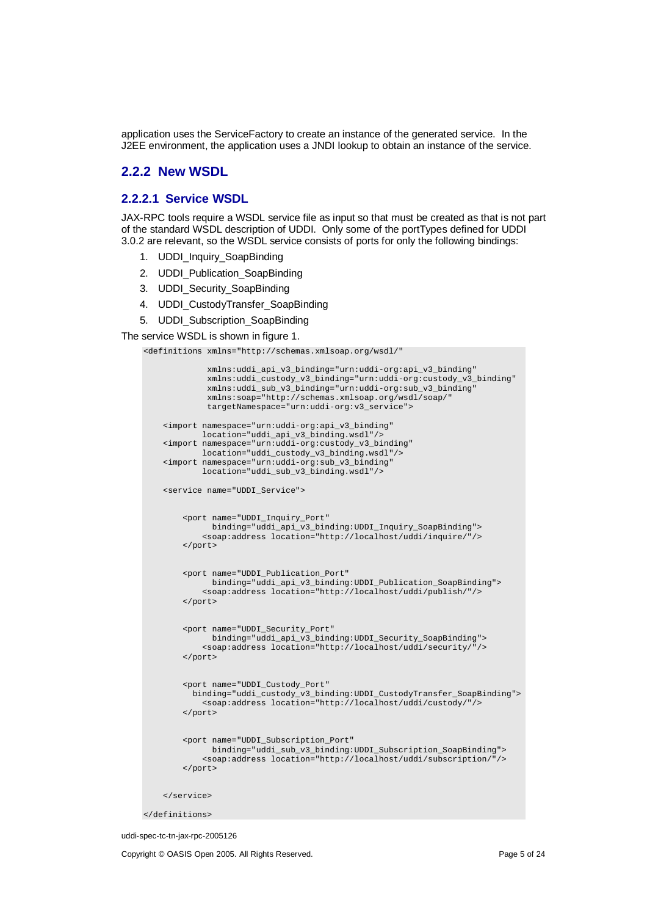application uses the ServiceFactory to create an instance of the generated service. In the J2EE environment, the application uses a JNDI lookup to obtain an instance of the service.

### 2.2.2 New WSDL

#### 2.2.2.1 Service WSDL

JAX-RPC tools require a WSDL service file as input so that must be created as that is not part of the standard WSDL description of UDDI. Only some of the portTypes defined for UDDI 3.0.2 are relevant, so the WSDL service consists of ports for only the following bindings:

1. UDDI_Inquiry_SoapBinding
2. UDDI_Publication_SoapBinding
3. UDDI_Security_SoapBinding
4. UDDI_CustodyTransfer_SoapBinding
5. UDDI_Subscription_SoapBinding

The service WSDL is shown in figure 1.

```
<definitions xmlns="http://schemas.xmlsoap.org/wsdl/"

             xmlns:uddi_api_v3_binding="urn:uddi-org:api_v3_binding"
             xmlns:uddi_custody_v3_binding="urn:uddi-org:custody_v3_binding"
             xmlns:uddi_sub_v3_binding="urn:uddi-org:sub_v3_binding"
             xmlns:soap="http://schemas.xmlsoap.org/wsdl/soap/"
             targetNamespace="urn:uddi-org:v3_service">

    <import namespace="urn:uddi-org:api_v3_binding"
            location="uddi_api_v3_binding.wsdl"/>
    <import namespace="urn:uddi-org:custody_v3_binding"
            location="uddi_custody_v3_binding.wsdl"/>
    <import namespace="urn:uddi-org:sub_v3_binding"
            location="uddi_sub_v3_binding.wsdl"/>

    <service name="UDDI_Service">


        <port name="UDDI_Inquiry_Port"
              binding="uddi_api_v3_binding:UDDI_Inquiry_SoapBinding">
            <soap:address location="http://localhost/uddi/inquire/"/>
        </port>


        <port name="UDDI_Publication_Port"
              binding="uddi_api_v3_binding:UDDI_Publication_SoapBinding">
            <soap:address location="http://localhost/uddi/publish/"/>
        </port>


        <port name="UDDI_Security_Port"
              binding="uddi_api_v3_binding:UDDI_Security_SoapBinding">
            <soap:address location="http://localhost/uddi/security/"/>
        </port>


        <port name="UDDI_Custody_Port"
          binding="uddi_custody_v3_binding:UDDI_CustodyTransfer_SoapBinding">
            <soap:address location="http://localhost/uddi/custody/"/>
        </port>


        <port name="UDDI_Subscription_Port"
              binding="uddi_sub_v3_binding:UDDI_Subscription_SoapBinding">
            <soap:address location="http://localhost/uddi/subscription/"/>
        </port>


    </service>

</definitions>
```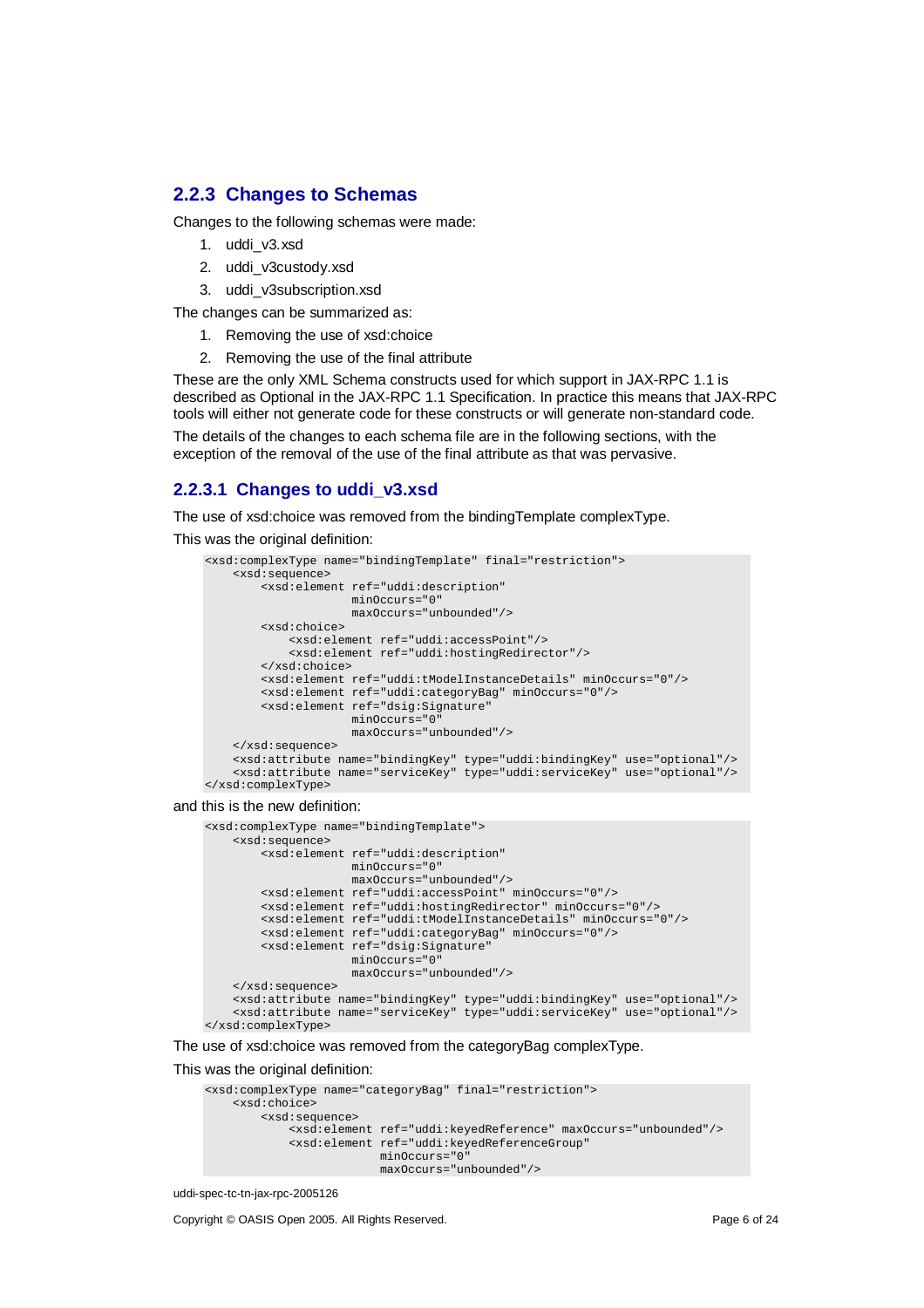### 2.2.3 Changes to Schemas

Changes to the following schemas were made:

1. uddi_v3.xsd
2. uddi_v3custody.xsd
3. uddi_v3subscription.xsd

The changes can be summarized as:

1. Removing the use of xsd:choice
2. Removing the use of the final attribute

These are the only XML Schema constructs used for which support in JAX-RPC 1.1 is described as Optional in the JAX-RPC 1.1 Specification. In practice this means that JAX-RPC tools will either not generate code for these constructs or will generate non-standard code.

The details of the changes to each schema file are in the following sections, with the exception of the removal of the use of the final attribute as that was pervasive.

#### 2.2.3.1 Changes to uddi_v3.xsd

The use of xsd:choice was removed from the bindingTemplate complexType.

This was the original definition:

```
<xsd:complexType name="bindingTemplate" final="restriction">
    <xsd:sequence>
        <xsd:element ref="uddi:description"
                     minOccurs="0"
                     maxOccurs="unbounded"/>
        <xsd:choice>
            <xsd:element ref="uddi:accessPoint"/>
            <xsd:element ref="uddi:hostingRedirector"/>
        </xsd:choice>
        <xsd:element ref="uddi:tModelInstanceDetails" minOccurs="0"/>
        <xsd:element ref="uddi:categoryBag" minOccurs="0"/>
        <xsd:element ref="dsig:Signature"
                     minOccurs="0"
                     maxOccurs="unbounded"/>
    </xsd:sequence>
    <xsd:attribute name="bindingKey" type="uddi:bindingKey" use="optional"/>
    <xsd:attribute name="serviceKey" type="uddi:serviceKey" use="optional"/>
</xsd:complexType>
```

and this is the new definition:

```
<xsd:complexType name="bindingTemplate">
    <xsd:sequence>
        <xsd:element ref="uddi:description"
                     minOccurs="0"
                     maxOccurs="unbounded"/>
        <xsd:element ref="uddi:accessPoint" minOccurs="0"/>
        <xsd:element ref="uddi:hostingRedirector" minOccurs="0"/>
        <xsd:element ref="uddi:tModelInstanceDetails" minOccurs="0"/>
        <xsd:element ref="uddi:categoryBag" minOccurs="0"/>
        <xsd:element ref="dsig:Signature"
                     minOccurs="0"
                     maxOccurs="unbounded"/>
    </xsd:sequence>
    <xsd:attribute name="bindingKey" type="uddi:bindingKey" use="optional"/>
    <xsd:attribute name="serviceKey" type="uddi:serviceKey" use="optional"/>
</xsd:complexType>
```

The use of xsd:choice was removed from the categoryBag complexType.

This was the original definition:

```
<xsd:complexType name="categoryBag" final="restriction">
    <xsd:choice>
        <xsd:sequence>
            <xsd:element ref="uddi:keyedReference" maxOccurs="unbounded"/>
            <xsd:element ref="uddi:keyedReferenceGroup"
                         minOccurs="0"
                         maxOccurs="unbounded"/>
```

uddi-spec-tc-tn-jax-rpc-2005126

Copyright © OASIS Open 2005. All Rights Reserved.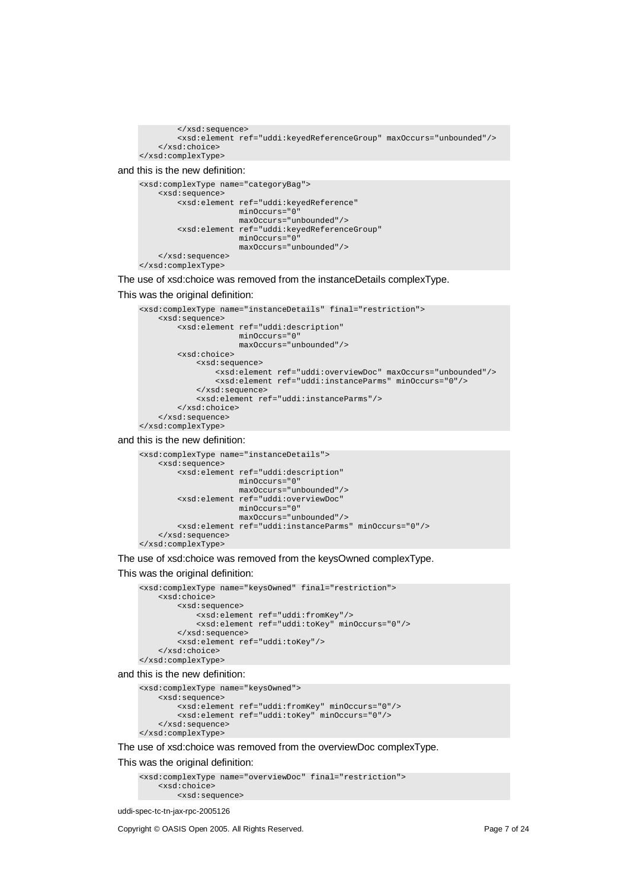```
        </xsd:sequence>
        <xsd:element ref="uddi:keyedReferenceGroup" maxOccurs="unbounded"/>
    </xsd:choice>
</xsd:complexType>
```

and this is the new definition:

```
<xsd:complexType name="categoryBag">
    <xsd:sequence>
        <xsd:element ref="uddi:keyedReference"
                     minOccurs="0"
                     maxOccurs="unbounded"/>
        <xsd:element ref="uddi:keyedReferenceGroup"
                     minOccurs="0"
                     maxOccurs="unbounded"/>
    </xsd:sequence>
</xsd:complexType>
```

The use of xsd:choice was removed from the instanceDetails complexType.

This was the original definition:

```
<xsd:complexType name="instanceDetails" final="restriction">
    <xsd:sequence>
        <xsd:element ref="uddi:description"
                     minOccurs="0"
                     maxOccurs="unbounded"/>
        <xsd:choice>
            <xsd:sequence>
                <xsd:element ref="uddi:overviewDoc" maxOccurs="unbounded"/>
                <xsd:element ref="uddi:instanceParms" minOccurs="0"/>
            </xsd:sequence>
            <xsd:element ref="uddi:instanceParms"/>
        </xsd:choice>
    </xsd:sequence>
</xsd:complexType>
```

and this is the new definition:

```
<xsd:complexType name="instanceDetails">
    <xsd:sequence>
        <xsd:element ref="uddi:description"
                     minOccurs="0"
                     maxOccurs="unbounded"/>
        <xsd:element ref="uddi:overviewDoc"
                     minOccurs="0"
                     maxOccurs="unbounded"/>
        <xsd:element ref="uddi:instanceParms" minOccurs="0"/>
    </xsd:sequence>
</xsd:complexType>
```

The use of xsd:choice was removed from the keysOwned complexType.

This was the original definition:

```
<xsd:complexType name="keysOwned" final="restriction">
    <xsd:choice>
        <xsd:sequence>
            <xsd:element ref="uddi:fromKey"/>
            <xsd:element ref="uddi:toKey" minOccurs="0"/>
        </xsd:sequence>
        <xsd:element ref="uddi:toKey"/>
    </xsd:choice>
</xsd:complexType>
```

and this is the new definition:

```
<xsd:complexType name="keysOwned">
    <xsd:sequence>
        <xsd:element ref="uddi:fromKey" minOccurs="0"/>
        <xsd:element ref="uddi:toKey" minOccurs="0"/>
    </xsd:sequence>
</xsd:complexType>
```

The use of xsd:choice was removed from the overviewDoc complexType.

This was the original definition:

```
<xsd:complexType name="overviewDoc" final="restriction">
    <xsd:choice>
        <xsd:sequence>
```

uddi-spec-tc-tn-jax-rpc-2005126

Copyright © OASIS Open 2005. All Rights Reserved.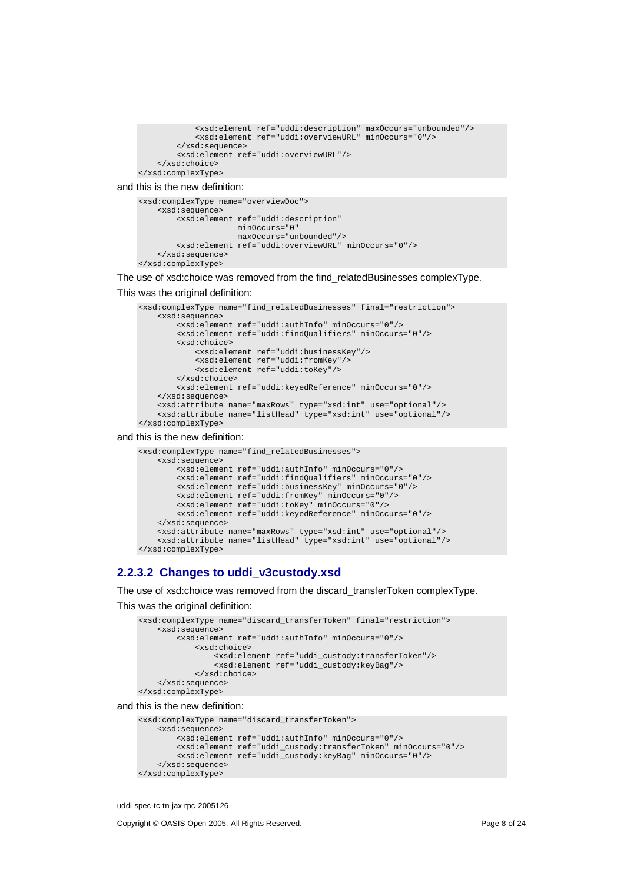```
            <xsd:element ref="uddi:description" maxOccurs="unbounded"/>
            <xsd:element ref="uddi:overviewURL" minOccurs="0"/>
        </xsd:sequence>
        <xsd:element ref="uddi:overviewURL"/>
    </xsd:choice>
</xsd:complexType>
```

and this is the new definition:

```
<xsd:complexType name="overviewDoc">
    <xsd:sequence>
        <xsd:element ref="uddi:description"
                     minOccurs="0"
                     maxOccurs="unbounded"/>
        <xsd:element ref="uddi:overviewURL" minOccurs="0"/>
    </xsd:sequence>
</xsd:complexType>
```

The use of xsd:choice was removed from the find_relatedBusinesses complexType.

This was the original definition:

```
<xsd:complexType name="find_relatedBusinesses" final="restriction">
    <xsd:sequence>
        <xsd:element ref="uddi:authInfo" minOccurs="0"/>
        <xsd:element ref="uddi:findQualifiers" minOccurs="0"/>
        <xsd:choice>
            <xsd:element ref="uddi:businessKey"/>
            <xsd:element ref="uddi:fromKey"/>
            <xsd:element ref="uddi:toKey"/>
        </xsd:choice>
        <xsd:element ref="uddi:keyedReference" minOccurs="0"/>
    </xsd:sequence>
    <xsd:attribute name="maxRows" type="xsd:int" use="optional"/>
    <xsd:attribute name="listHead" type="xsd:int" use="optional"/>
</xsd:complexType>
```

and this is the new definition:

```
<xsd:complexType name="find_relatedBusinesses">
    <xsd:sequence>
        <xsd:element ref="uddi:authInfo" minOccurs="0"/>
        <xsd:element ref="uddi:findQualifiers" minOccurs="0"/>
        <xsd:element ref="uddi:businessKey" minOccurs="0"/>
        <xsd:element ref="uddi:fromKey" minOccurs="0"/>
        <xsd:element ref="uddi:toKey" minOccurs="0"/>
        <xsd:element ref="uddi:keyedReference" minOccurs="0"/>
    </xsd:sequence>
    <xsd:attribute name="maxRows" type="xsd:int" use="optional"/>
    <xsd:attribute name="listHead" type="xsd:int" use="optional"/>
</xsd:complexType>
```

### 2.2.3.2 Changes to uddi_v3custody.xsd

The use of xsd:choice was removed from the discard_transferToken complexType.

This was the original definition:

```
<xsd:complexType name="discard_transferToken" final="restriction">
    <xsd:sequence>
        <xsd:element ref="uddi:authInfo" minOccurs="0"/>
            <xsd:choice>
                <xsd:element ref="uddi_custody:transferToken"/>
                <xsd:element ref="uddi_custody:keyBag"/>
            </xsd:choice>
    </xsd:sequence>
</xsd:complexType>
```

and this is the new definition:

```
<xsd:complexType name="discard_transferToken">
    <xsd:sequence>
        <xsd:element ref="uddi:authInfo" minOccurs="0"/>
        <xsd:element ref="uddi_custody:transferToken" minOccurs="0"/>
        <xsd:element ref="uddi_custody:keyBag" minOccurs="0"/>
    </xsd:sequence>
</xsd:complexType>
```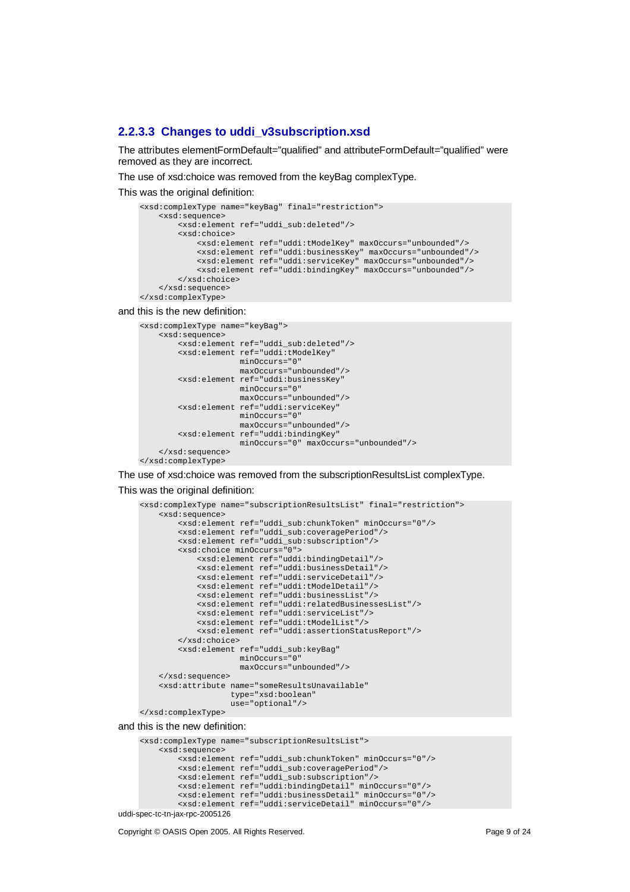### 2.2.3.3 Changes to uddi_v3subscription.xsd

The attributes elementFormDefault="qualified" and attributeFormDefault="qualified" were removed as they are incorrect.

The use of xsd:choice was removed from the keyBag complexType.

This was the original definition:

```
<xsd:complexType name="keyBag" final="restriction">
    <xsd:sequence>
        <xsd:element ref="uddi_sub:deleted"/>
        <xsd:choice>
            <xsd:element ref="uddi:tModelKey" maxOccurs="unbounded"/>
            <xsd:element ref="uddi:businessKey" maxOccurs="unbounded"/>
            <xsd:element ref="uddi:serviceKey" maxOccurs="unbounded"/>
            <xsd:element ref="uddi:bindingKey" maxOccurs="unbounded"/>
        </xsd:choice>
    </xsd:sequence>
</xsd:complexType>
```

and this is the new definition:

```
<xsd:complexType name="keyBag">
    <xsd:sequence>
        <xsd:element ref="uddi_sub:deleted"/>
        <xsd:element ref="uddi:tModelKey"
                     minOccurs="0"
                     maxOccurs="unbounded"/>
        <xsd:element ref="uddi:businessKey"
                     minOccurs="0"
                     maxOccurs="unbounded"/>
        <xsd:element ref="uddi:serviceKey"
                     minOccurs="0"
                     maxOccurs="unbounded"/>
        <xsd:element ref="uddi:bindingKey"
                     minOccurs="0" maxOccurs="unbounded"/>
    </xsd:sequence>
</xsd:complexType>
```

The use of xsd:choice was removed from the subscriptionResultsList complexType.

This was the original definition:

```
<xsd:complexType name="subscriptionResultsList" final="restriction">
    <xsd:sequence>
        <xsd:element ref="uddi_sub:chunkToken" minOccurs="0"/>
        <xsd:element ref="uddi_sub:coveragePeriod"/>
        <xsd:element ref="uddi_sub:subscription"/>
        <xsd:choice minOccurs="0">
            <xsd:element ref="uddi:bindingDetail"/>
            <xsd:element ref="uddi:businessDetail"/>
            <xsd:element ref="uddi:serviceDetail"/>
            <xsd:element ref="uddi:tModelDetail"/>
            <xsd:element ref="uddi:businessList"/>
            <xsd:element ref="uddi:relatedBusinessesList"/>
            <xsd:element ref="uddi:serviceList"/>
            <xsd:element ref="uddi:tModelList"/>
            <xsd:element ref="uddi:assertionStatusReport"/>
        </xsd:choice>
        <xsd:element ref="uddi_sub:keyBag"
                     minOccurs="0"
                     maxOccurs="unbounded"/>
    </xsd:sequence>
    <xsd:attribute name="someResultsUnavailable"
                   type="xsd:boolean"
                   use="optional"/>
</xsd:complexType>
```

and this is the new definition:

```
<xsd:complexType name="subscriptionResultsList">
    <xsd:sequence>
        <xsd:element ref="uddi_sub:chunkToken" minOccurs="0"/>
        <xsd:element ref="uddi_sub:coveragePeriod"/>
        <xsd:element ref="uddi_sub:subscription"/>
        <xsd:element ref="uddi:bindingDetail" minOccurs="0"/>
        <xsd:element ref="uddi:businessDetail" minOccurs="0"/>
        <xsd:element ref="uddi:serviceDetail" minOccurs="0"/>
```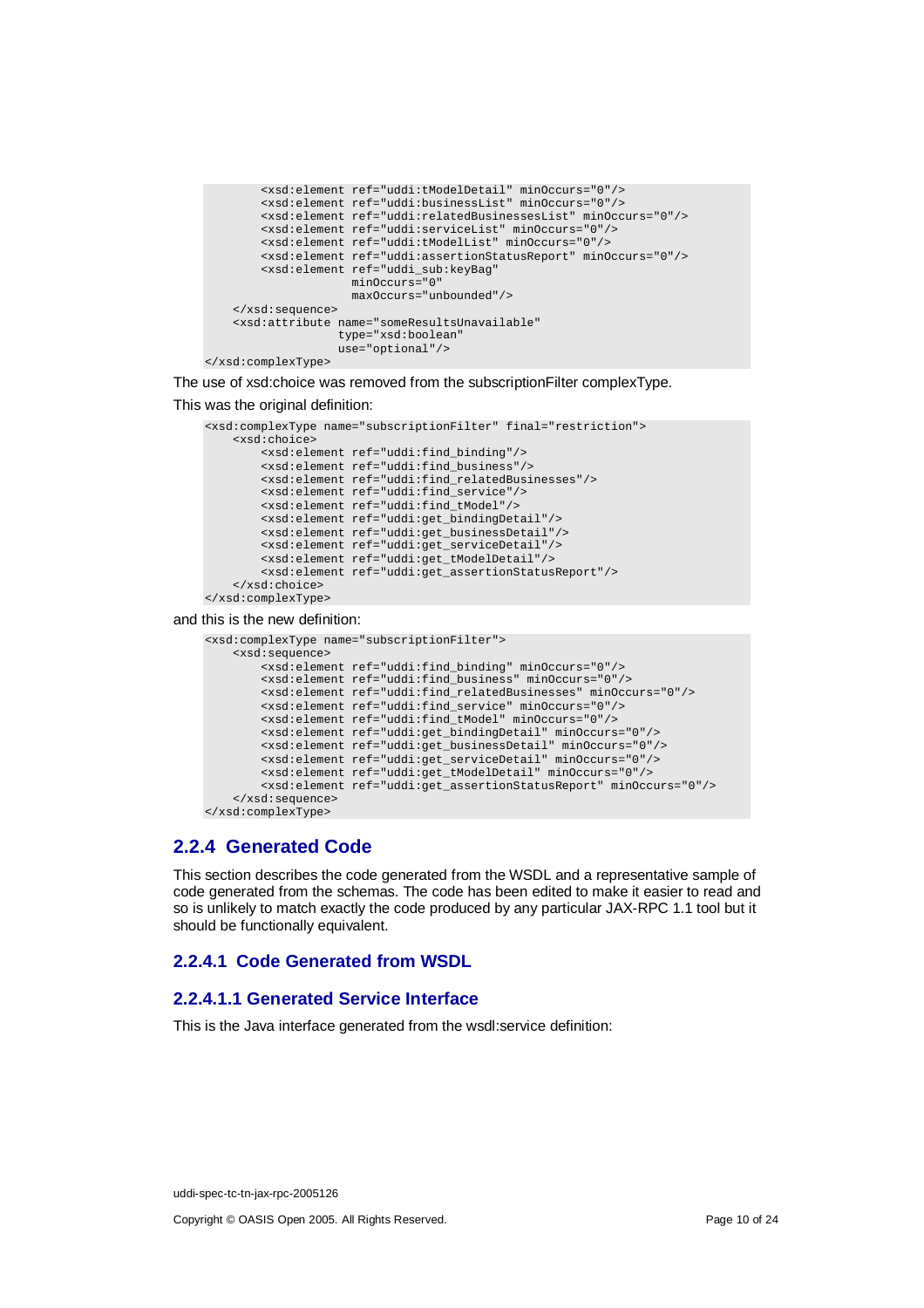```
        <xsd:element ref="uddi:tModelDetail" minOccurs="0"/>
        <xsd:element ref="uddi:businessList" minOccurs="0"/>
        <xsd:element ref="uddi:relatedBusinessesList" minOccurs="0"/>
        <xsd:element ref="uddi:serviceList" minOccurs="0"/>
        <xsd:element ref="uddi:tModelList" minOccurs="0"/>
        <xsd:element ref="uddi:assertionStatusReport" minOccurs="0"/>
        <xsd:element ref="uddi_sub:keyBag"
                     minOccurs="0"
                     maxOccurs="unbounded"/>
    </xsd:sequence>
    <xsd:attribute name="someResultsUnavailable"
                   type="xsd:boolean"
                   use="optional"/>
</xsd:complexType>
```

The use of xsd:choice was removed from the subscriptionFilter complexType.

This was the original definition:

```
<xsd:complexType name="subscriptionFilter" final="restriction">
    <xsd:choice>
        <xsd:element ref="uddi:find_binding"/>
        <xsd:element ref="uddi:find_business"/>
        <xsd:element ref="uddi:find_relatedBusinesses"/>
        <xsd:element ref="uddi:find_service"/>
        <xsd:element ref="uddi:find_tModel"/>
        <xsd:element ref="uddi:get_bindingDetail"/>
        <xsd:element ref="uddi:get_businessDetail"/>
        <xsd:element ref="uddi:get_serviceDetail"/>
        <xsd:element ref="uddi:get_tModelDetail"/>
        <xsd:element ref="uddi:get_assertionStatusReport"/>
    </xsd:choice>
</xsd:complexType>
```

and this is the new definition:

```
<xsd:complexType name="subscriptionFilter">
    <xsd:sequence>
        <xsd:element ref="uddi:find_binding" minOccurs="0"/>
        <xsd:element ref="uddi:find_business" minOccurs="0"/>
        <xsd:element ref="uddi:find_relatedBusinesses" minOccurs="0"/>
        <xsd:element ref="uddi:find_service" minOccurs="0"/>
        <xsd:element ref="uddi:find_tModel" minOccurs="0"/>
        <xsd:element ref="uddi:get_bindingDetail" minOccurs="0"/>
        <xsd:element ref="uddi:get_businessDetail" minOccurs="0"/>
        <xsd:element ref="uddi:get_serviceDetail" minOccurs="0"/>
        <xsd:element ref="uddi:get_tModelDetail" minOccurs="0"/>
        <xsd:element ref="uddi:get_assertionStatusReport" minOccurs="0"/>
    </xsd:sequence>
</xsd:complexType>
```

### 2.2.4 Generated Code

This section describes the code generated from the WSDL and a representative sample of code generated from the schemas. The code has been edited to make it easier to read and so is unlikely to match exactly the code produced by any particular JAX-RPC 1.1 tool but it should be functionally equivalent.

#### 2.2.4.1 Code Generated from WSDL

##### 2.2.4.1.1 Generated Service Interface

This is the Java interface generated from the wsdl:service definition: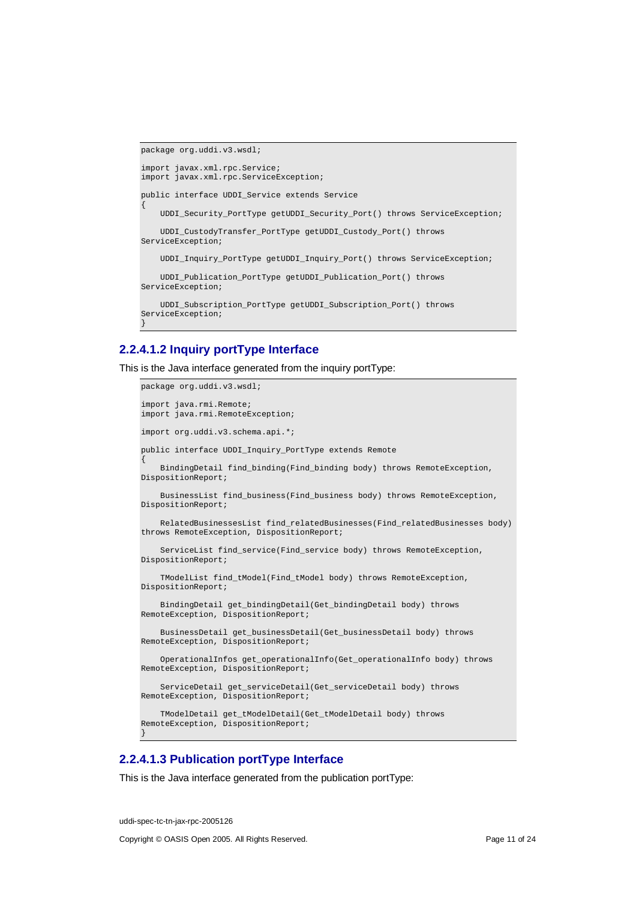```
package org.uddi.v3.wsdl;

import javax.xml.rpc.Service;
import javax.xml.rpc.ServiceException;

public interface UDDI_Service extends Service
{
    UDDI_Security_PortType getUDDI_Security_Port() throws ServiceException;

    UDDI_CustodyTransfer_PortType getUDDI_Custody_Port() throws
ServiceException;

    UDDI_Inquiry_PortType getUDDI_Inquiry_Port() throws ServiceException;

    UDDI_Publication_PortType getUDDI_Publication_Port() throws
ServiceException;

    UDDI_Subscription_PortType getUDDI_Subscription_Port() throws
ServiceException;
}
```

#### 2.2.4.1.2 Inquiry portType Interface

This is the Java interface generated from the inquiry portType:

```
package org.uddi.v3.wsdl;

import java.rmi.Remote;
import java.rmi.RemoteException;

import org.uddi.v3.schema.api.*;

public interface UDDI_Inquiry_PortType extends Remote
{
    BindingDetail find_binding(Find_binding body) throws RemoteException,
DispositionReport;

    BusinessList find_business(Find_business body) throws RemoteException,
DispositionReport;

    RelatedBusinessesList find_relatedBusinesses(Find_relatedBusinesses body)
throws RemoteException, DispositionReport;

    ServiceList find_service(Find_service body) throws RemoteException,
DispositionReport;

    TModelList find_tModel(Find_tModel body) throws RemoteException,
DispositionReport;

    BindingDetail get_bindingDetail(Get_bindingDetail body) throws
RemoteException, DispositionReport;

    BusinessDetail get_businessDetail(Get_businessDetail body) throws
RemoteException, DispositionReport;

    OperationalInfos get_operationalInfo(Get_operationalInfo body) throws
RemoteException, DispositionReport;

    ServiceDetail get_serviceDetail(Get_serviceDetail body) throws
RemoteException, DispositionReport;

    TModelDetail get_tModelDetail(Get_tModelDetail body) throws
RemoteException, DispositionReport;
}
```

#### 2.2.4.1.3 Publication portType Interface

This is the Java interface generated from the publication portType: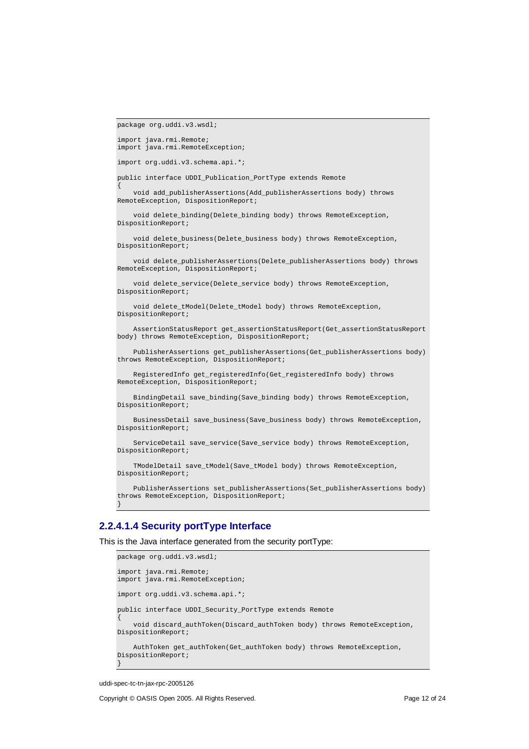```
package org.uddi.v3.wsdl;

import java.rmi.Remote;
import java.rmi.RemoteException;

import org.uddi.v3.schema.api.*;

public interface UDDI_Publication_PortType extends Remote
{
    void add_publisherAssertions(Add_publisherAssertions body) throws
RemoteException, DispositionReport;

    void delete_binding(Delete_binding body) throws RemoteException,
DispositionReport;

    void delete_business(Delete_business body) throws RemoteException,
DispositionReport;

    void delete_publisherAssertions(Delete_publisherAssertions body) throws
RemoteException, DispositionReport;

    void delete_service(Delete_service body) throws RemoteException,
DispositionReport;

    void delete_tModel(Delete_tModel body) throws RemoteException,
DispositionReport;

    AssertionStatusReport get_assertionStatusReport(Get_assertionStatusReport
body) throws RemoteException, DispositionReport;

    PublisherAssertions get_publisherAssertions(Get_publisherAssertions body)
throws RemoteException, DispositionReport;

    RegisteredInfo get_registeredInfo(Get_registeredInfo body) throws
RemoteException, DispositionReport;

    BindingDetail save_binding(Save_binding body) throws RemoteException,
DispositionReport;

    BusinessDetail save_business(Save_business body) throws RemoteException,
DispositionReport;

    ServiceDetail save_service(Save_service body) throws RemoteException,
DispositionReport;

    TModelDetail save_tModel(Save_tModel body) throws RemoteException,
DispositionReport;

    PublisherAssertions set_publisherAssertions(Set_publisherAssertions body)
throws RemoteException, DispositionReport;
}
```

#### 2.2.4.1.4 Security portType Interface

This is the Java interface generated from the security portType:

```
package org.uddi.v3.wsdl;

import java.rmi.Remote;
import java.rmi.RemoteException;

import org.uddi.v3.schema.api.*;

public interface UDDI_Security_PortType extends Remote
{
    void discard_authToken(Discard_authToken body) throws RemoteException,
DispositionReport;

    AuthToken get_authToken(Get_authToken body) throws RemoteException,
DispositionReport;
}
```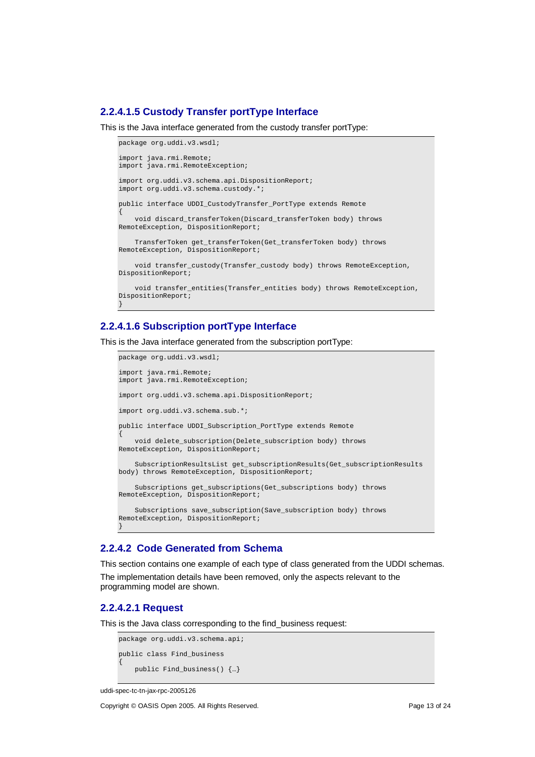#### 2.2.4.1.5 Custody Transfer portType Interface

This is the Java interface generated from the custody transfer portType:

```
package org.uddi.v3.wsdl;

import java.rmi.Remote;
import java.rmi.RemoteException;

import org.uddi.v3.schema.api.DispositionReport;
import org.uddi.v3.schema.custody.*;

public interface UDDI_CustodyTransfer_PortType extends Remote
{
    void discard_transferToken(Discard_transferToken body) throws
RemoteException, DispositionReport;

    TransferToken get_transferToken(Get_transferToken body) throws
RemoteException, DispositionReport;

    void transfer_custody(Transfer_custody body) throws RemoteException,
DispositionReport;

    void transfer_entities(Transfer_entities body) throws RemoteException,
DispositionReport;
}
```

#### 2.2.4.1.6 Subscription portType Interface

This is the Java interface generated from the subscription portType:

```
package org.uddi.v3.wsdl;

import java.rmi.Remote;
import java.rmi.RemoteException;

import org.uddi.v3.schema.api.DispositionReport;

import org.uddi.v3.schema.sub.*;

public interface UDDI_Subscription_PortType extends Remote
{
    void delete_subscription(Delete_subscription body) throws
RemoteException, DispositionReport;

    SubscriptionResultsList get_subscriptionResults(Get_subscriptionResults
body) throws RemoteException, DispositionReport;

    Subscriptions get_subscriptions(Get_subscriptions body) throws
RemoteException, DispositionReport;

    Subscriptions save_subscription(Save_subscription body) throws
RemoteException, DispositionReport;
}
```

### 2.2.4.2 Code Generated from Schema

This section contains one example of each type of class generated from the UDDI schemas.

The implementation details have been removed, only the aspects relevant to the programming model are shown.

#### 2.2.4.2.1 Request

This is the Java class corresponding to the find_business request:

```
package org.uddi.v3.schema.api;

public class Find_business
{
    public Find_business() {…}
```

uddi-spec-tc-tn-jax-rpc-2005126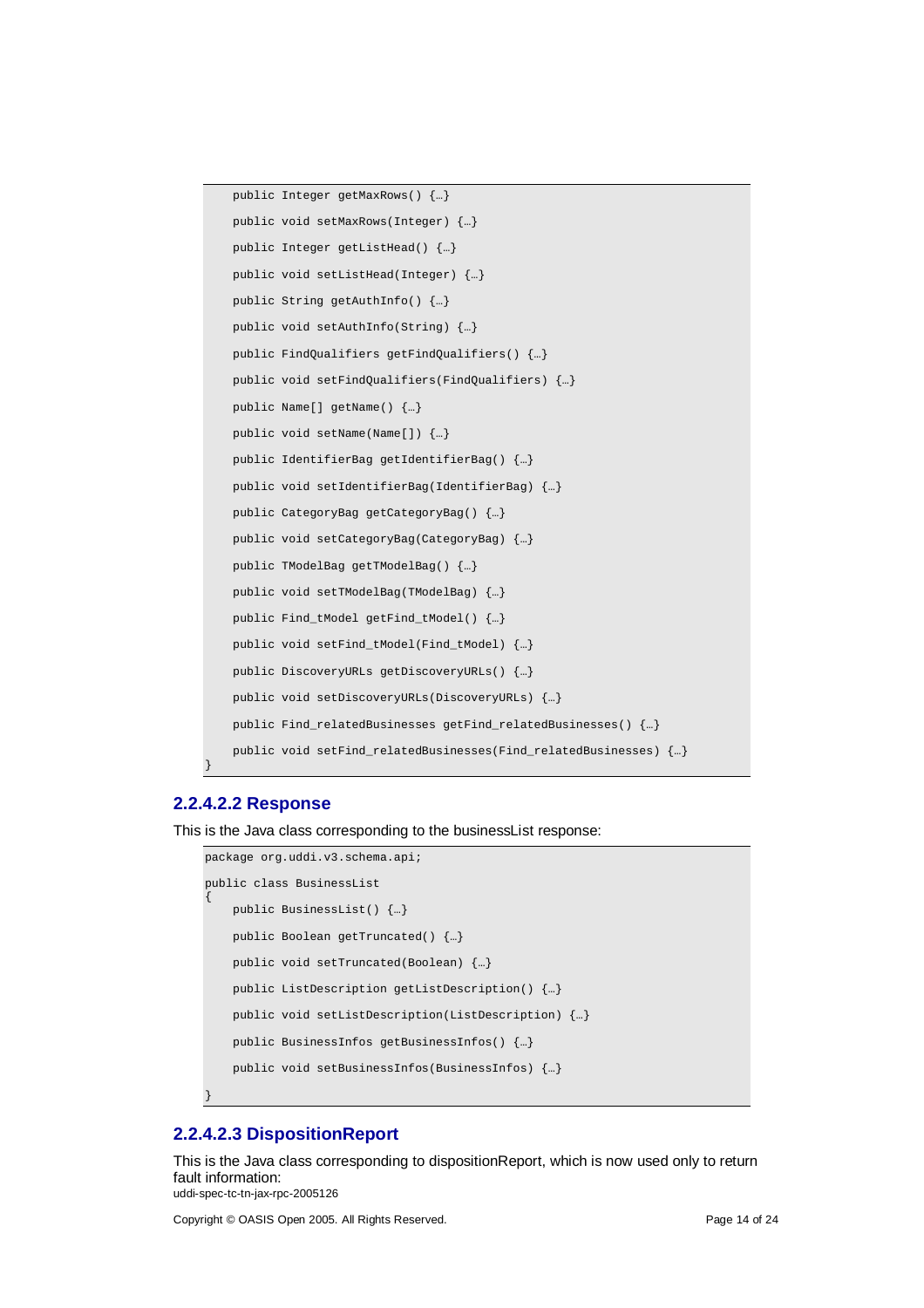```
    public Integer getMaxRows() {…}

    public void setMaxRows(Integer) {…}

    public Integer getListHead() {…}

    public void setListHead(Integer) {…}

    public String getAuthInfo() {…}

    public void setAuthInfo(String) {…}

    public FindQualifiers getFindQualifiers() {…}

    public void setFindQualifiers(FindQualifiers) {…}

    public Name[] getName() {…}

    public void setName(Name[]) {…}

    public IdentifierBag getIdentifierBag() {…}

    public void setIdentifierBag(IdentifierBag) {…}

    public CategoryBag getCategoryBag() {…}

    public void setCategoryBag(CategoryBag) {…}

    public TModelBag getTModelBag() {…}

    public void setTModelBag(TModelBag) {…}

    public Find_tModel getFind_tModel() {…}

    public void setFind_tModel(Find_tModel) {…}

    public DiscoveryURLs getDiscoveryURLs() {…}

    public void setDiscoveryURLs(DiscoveryURLs) {…}

    public Find_relatedBusinesses getFind_relatedBusinesses() {…}

    public void setFind_relatedBusinesses(Find_relatedBusinesses) {…}
}
```

### 2.2.4.2.2 Response

This is the Java class corresponding to the businessList response:

```
package org.uddi.v3.schema.api;

public class BusinessList
{
    public BusinessList() {…}

    public Boolean getTruncated() {…}

    public void setTruncated(Boolean) {…}

    public ListDescription getListDescription() {…}

    public void setListDescription(ListDescription) {…}

    public BusinessInfos getBusinessInfos() {…}

    public void setBusinessInfos(BusinessInfos) {…}

}
```

### 2.2.4.2.3 DispositionReport

This is the Java class corresponding to dispositionReport, which is now used only to return fault information: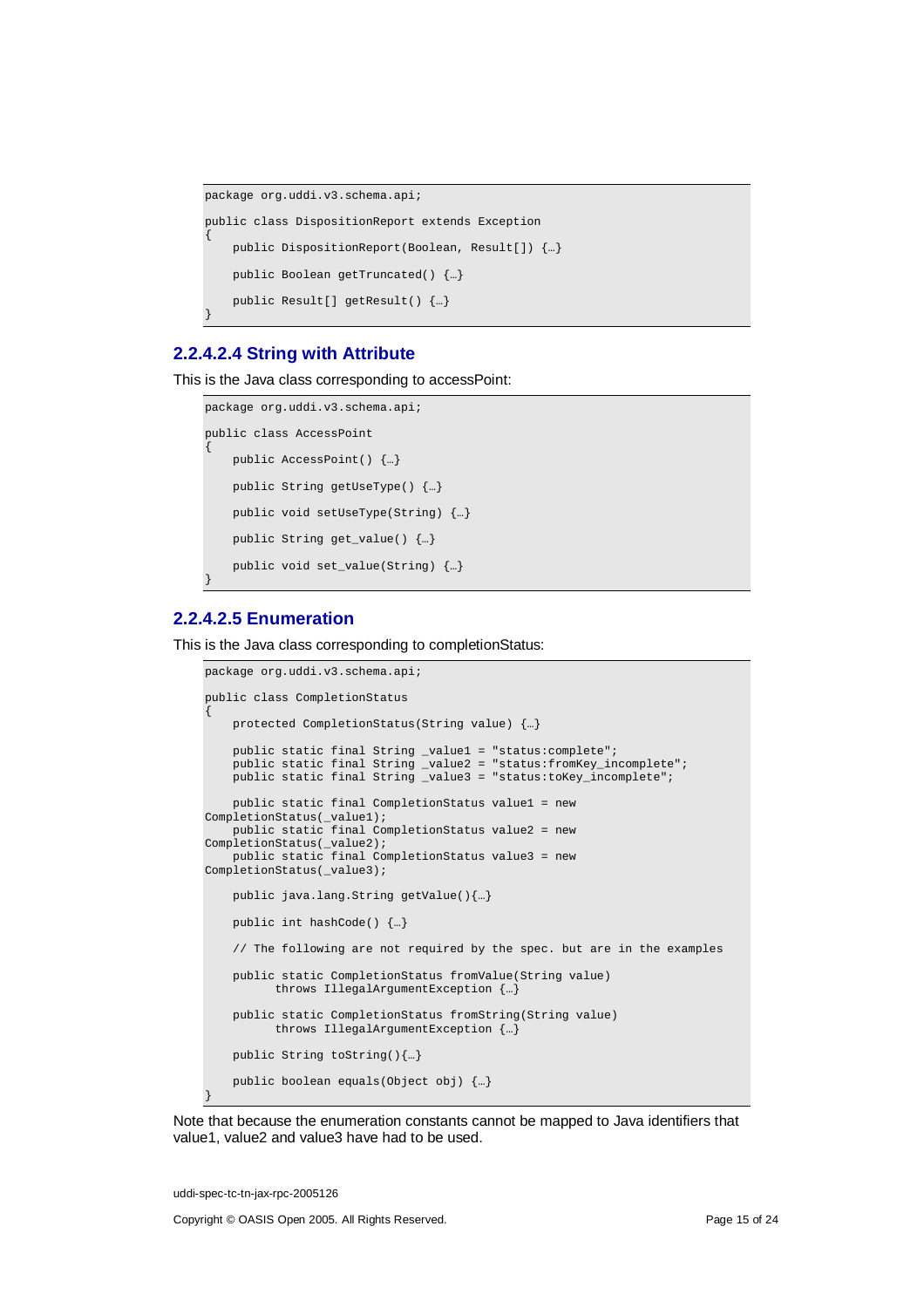```
package org.uddi.v3.schema.api;

public class DispositionReport extends Exception
{
    public DispositionReport(Boolean, Result[]) {…}

    public Boolean getTruncated() {…}

    public Result[] getResult() {…}
}
```

#### 2.2.4.2.4 String with Attribute

This is the Java class corresponding to accessPoint:

```
package org.uddi.v3.schema.api;

public class AccessPoint
{
    public AccessPoint() {…}

    public String getUseType() {…}

    public void setUseType(String) {…}

    public String get_value() {…}

    public void set_value(String) {…}
}
```

#### 2.2.4.2.5 Enumeration

This is the Java class corresponding to completionStatus:

```
package org.uddi.v3.schema.api;

public class CompletionStatus
{
    protected CompletionStatus(String value) {…}

    public static final String _value1 = "status:complete";
    public static final String _value2 = "status:fromKey_incomplete";
    public static final String _value3 = "status:toKey_incomplete";

    public static final CompletionStatus value1 = new
CompletionStatus(_value1);
    public static final CompletionStatus value2 = new
CompletionStatus(_value2);
    public static final CompletionStatus value3 = new
CompletionStatus(_value3);

    public java.lang.String getValue(){…}

    public int hashCode() {…}

    // The following are not required by the spec. but are in the examples

    public static CompletionStatus fromValue(String value)
          throws IllegalArgumentException {…}

    public static CompletionStatus fromString(String value)
          throws IllegalArgumentException {…}

    public String toString(){…}

    public boolean equals(Object obj) {…}
}
```

Note that because the enumeration constants cannot be mapped to Java identifiers that value1, value2 and value3 have had to be used.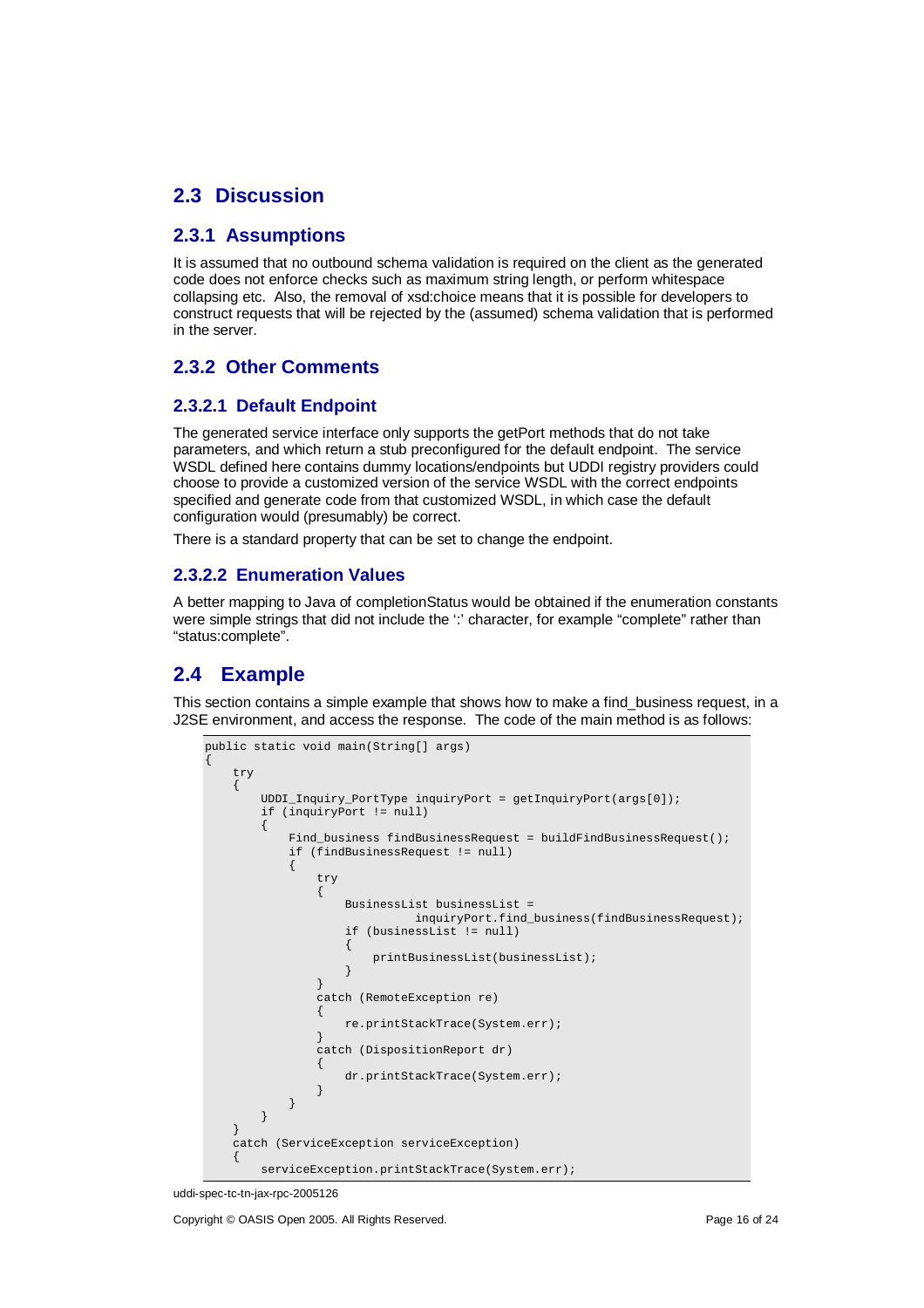## 2.3 Discussion

### 2.3.1 Assumptions

It is assumed that no outbound schema validation is required on the client as the generated code does not enforce checks such as maximum string length, or perform whitespace collapsing etc. Also, the removal of xsd:choice means that it is possible for developers to construct requests that will be rejected by the (assumed) schema validation that is performed in the server.

### 2.3.2 Other Comments

#### 2.3.2.1 Default Endpoint

The generated service interface only supports the getPort methods that do not take parameters, and which return a stub preconfigured for the default endpoint. The service WSDL defined here contains dummy locations/endpoints but UDDI registry providers could choose to provide a customized version of the service WSDL with the correct endpoints specified and generate code from that customized WSDL, in which case the default configuration would (presumably) be correct.

There is a standard property that can be set to change the endpoint.

#### 2.3.2.2 Enumeration Values

A better mapping to Java of completionStatus would be obtained if the enumeration constants were simple strings that did not include the ':' character, for example "complete" rather than "status:complete".

## 2.4 Example

This section contains a simple example that shows how to make a find_business request, in a J2SE environment, and access the response. The code of the main method is as follows:

```
public static void main(String[] args)
{
    try
    {
        UDDI_Inquiry_PortType inquiryPort = getInquiryPort(args[0]);
        if (inquiryPort != null)
        {
            Find_business findBusinessRequest = buildFindBusinessRequest();
            if (findBusinessRequest != null)
            {
                try
                {
                    BusinessList businessList =
                              inquiryPort.find_business(findBusinessRequest);
                    if (businessList != null)
                    {
                        printBusinessList(businessList);
                    }
                }
                catch (RemoteException re)
                {
                    re.printStackTrace(System.err);
                }
                catch (DispositionReport dr)
                {
                    dr.printStackTrace(System.err);
                }
            }
        }
    }
    catch (ServiceException serviceException)
    {
        serviceException.printStackTrace(System.err);
```

uddi-spec-tc-tn-jax-rpc-2005126

Copyright © OASIS Open 2005. All Rights Reserved.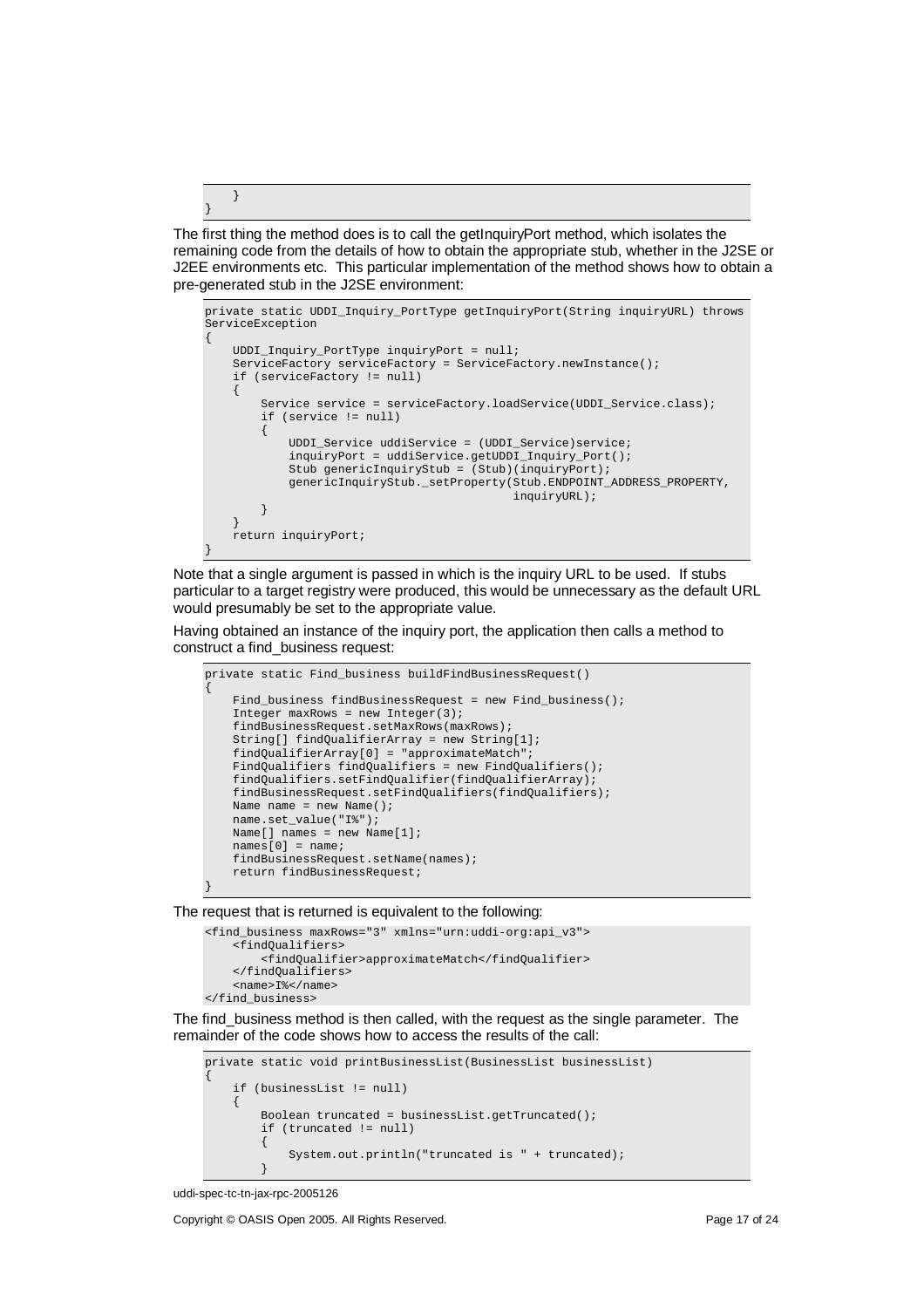```
    }
}
```

The first thing the method does is to call the getInquiryPort method, which isolates the remaining code from the details of how to obtain the appropriate stub, whether in the J2SE or J2EE environments etc. This particular implementation of the method shows how to obtain a pre-generated stub in the J2SE environment:

```
private static UDDI_Inquiry_PortType getInquiryPort(String inquiryURL) throws
ServiceException
{
    UDDI_Inquiry_PortType inquiryPort = null;
    ServiceFactory serviceFactory = ServiceFactory.newInstance();
    if (serviceFactory != null)
    {
        Service service = serviceFactory.loadService(UDDI_Service.class);
        if (service != null)
        {
            UDDI_Service uddiService = (UDDI_Service)service;
            inquiryPort = uddiService.getUDDI_Inquiry_Port();
            Stub genericInquiryStub = (Stub)(inquiryPort);
            genericInquiryStub._setProperty(Stub.ENDPOINT_ADDRESS_PROPERTY,
                                            inquiryURL);
        }
    }
    return inquiryPort;
}
```

Note that a single argument is passed in which is the inquiry URL to be used. If stubs particular to a target registry were produced, this would be unnecessary as the default URL would presumably be set to the appropriate value.

Having obtained an instance of the inquiry port, the application then calls a method to construct a find_business request:

```
private static Find_business buildFindBusinessRequest()
{
    Find_business findBusinessRequest = new Find_business();
    Integer maxRows = new Integer(3);
    findBusinessRequest.setMaxRows(maxRows);
    String[] findQualifierArray = new String[1];
    findQualifierArray[0] = "approximateMatch";
    FindQualifiers findQualifiers = new FindQualifiers();
    findQualifiers.setFindQualifier(findQualifierArray);
    findBusinessRequest.setFindQualifiers(findQualifiers);
    Name name = new Name();
    name.set_value("I%");
    Name[] names = new Name[1];
    names[0] = name;
    findBusinessRequest.setName(names);
    return findBusinessRequest;
}
```

The request that is returned is equivalent to the following:

```
<find_business maxRows="3" xmlns="urn:uddi-org:api_v3">
    <findQualifiers>
        <findQualifier>approximateMatch</findQualifier>
    </findQualifiers>
    <name>I%</name>
</find_business>
```

The find_business method is then called, with the request as the single parameter. The remainder of the code shows how to access the results of the call:

```
private static void printBusinessList(BusinessList businessList)
{
    if (businessList != null)
    {
        Boolean truncated = businessList.getTruncated();
        if (truncated != null)
        {
            System.out.println("truncated is " + truncated);
        }
```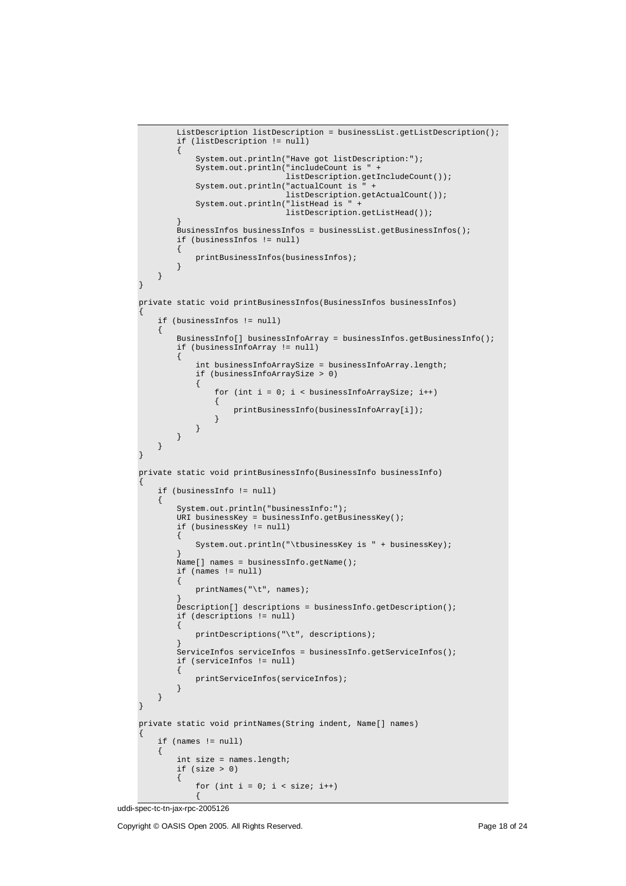```
        ListDescription listDescription = businessList.getListDescription();
        if (listDescription != null)
        {
            System.out.println("Have got listDescription:");
            System.out.println("includeCount is " +
                               listDescription.getIncludeCount());
            System.out.println("actualCount is " +
                               listDescription.getActualCount());
            System.out.println("listHead is " +
                               listDescription.getListHead());
        }
        BusinessInfos businessInfos = businessList.getBusinessInfos();
        if (businessInfos != null)
        {
            printBusinessInfos(businessInfos);
        }
    }
}

private static void printBusinessInfos(BusinessInfos businessInfos)
{
    if (businessInfos != null)
    {
        BusinessInfo[] businessInfoArray = businessInfos.getBusinessInfo();
        if (businessInfoArray != null)
        {
            int businessInfoArraySize = businessInfoArray.length;
            if (businessInfoArraySize > 0)
            {
                for (int i = 0; i < businessInfoArraySize; i++)
                {
                    printBusinessInfo(businessInfoArray[i]);
                }
            }
        }
    }
}

private static void printBusinessInfo(BusinessInfo businessInfo)
{
    if (businessInfo != null)
    {
        System.out.println("businessInfo:");
        URI businessKey = businessInfo.getBusinessKey();
        if (businessKey != null)
        {
            System.out.println("\tbusinessKey is " + businessKey);
        }
        Name[] names = businessInfo.getName();
        if (names != null)
        {
            printNames("\t", names);
        }
        Description[] descriptions = businessInfo.getDescription();
        if (descriptions != null)
        {
            printDescriptions("\t", descriptions);
        }
        ServiceInfos serviceInfos = businessInfo.getServiceInfos();
        if (serviceInfos != null)
        {
            printServiceInfos(serviceInfos);
        }
    }
}

private static void printNames(String indent, Name[] names)
{
    if (names != null)
    {
        int size = names.length;
        if (size > 0)
        {
            for (int i = 0; i < size; i++)
            {
```

uddi-spec-tc-tn-jax-rpc-2005126

Copyright © OASIS Open 2005. All Rights Reserved.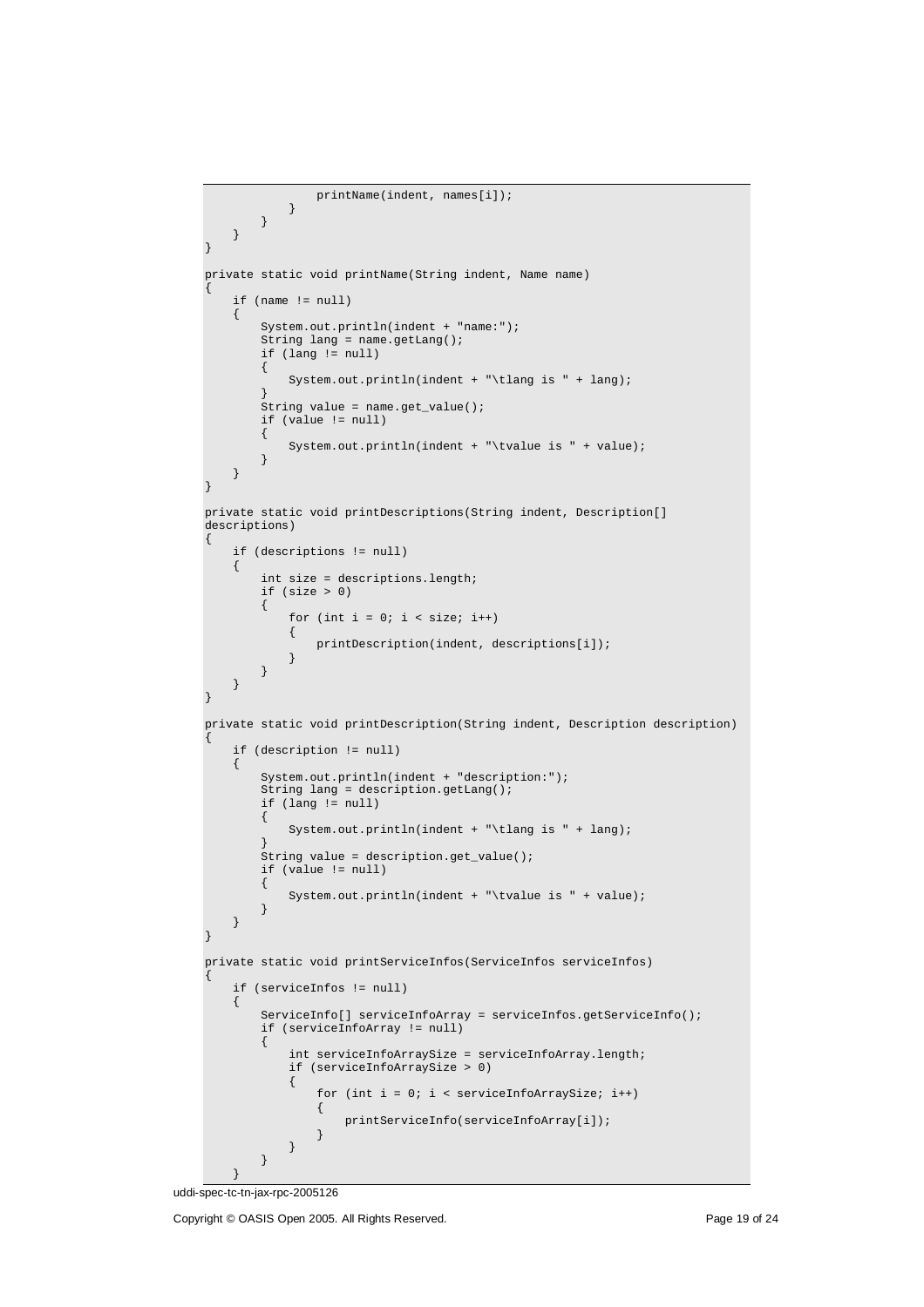```
                printName(indent, names[i]);
            }
        }
    }
}

private static void printName(String indent, Name name)
{
    if (name != null)
    {
        System.out.println(indent + "name:");
        String lang = name.getLang();
        if (lang != null)
        {
            System.out.println(indent + "\tlang is " + lang);
        }
        String value = name.get_value();
        if (value != null)
        {
            System.out.println(indent + "\tvalue is " + value);
        }
    }
}

private static void printDescriptions(String indent, Description[]
descriptions)
{
    if (descriptions != null)
    {
        int size = descriptions.length;
        if (size > 0)
        {
            for (int i = 0; i < size; i++)
            {
                printDescription(indent, descriptions[i]);
            }
        }
    }
}

private static void printDescription(String indent, Description description)
{
    if (description != null)
    {
        System.out.println(indent + "description:");
        String lang = description.getLang();
        if (lang != null)
        {
            System.out.println(indent + "\tlang is " + lang);
        }
        String value = description.get_value();
        if (value != null)
        {
            System.out.println(indent + "\tvalue is " + value);
        }
    }
}

private static void printServiceInfos(ServiceInfos serviceInfos)
{
    if (serviceInfos != null)
    {
        ServiceInfo[] serviceInfoArray = serviceInfos.getServiceInfo();
        if (serviceInfoArray != null)
        {
            int serviceInfoArraySize = serviceInfoArray.length;
            if (serviceInfoArraySize > 0)
            {
                for (int i = 0; i < serviceInfoArraySize; i++)
                {
                    printServiceInfo(serviceInfoArray[i]);
                }
            }
        }
    }
```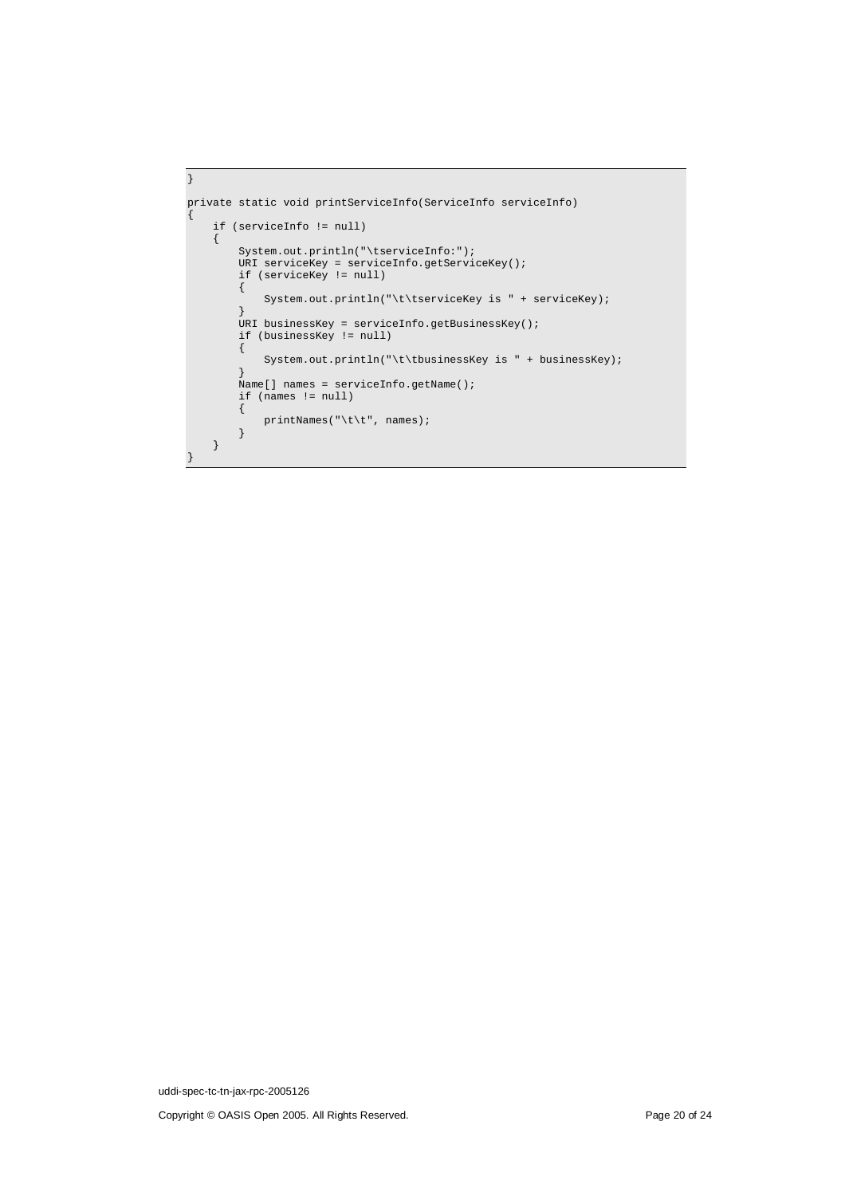```
}

private static void printServiceInfo(ServiceInfo serviceInfo)
{
    if (serviceInfo != null)
    {
        System.out.println("\tserviceInfo:");
        URI serviceKey = serviceInfo.getServiceKey();
        if (serviceKey != null)
        {
            System.out.println("\t\tserviceKey is " + serviceKey);
        }
        URI businessKey = serviceInfo.getBusinessKey();
        if (businessKey != null)
        {
            System.out.println("\t\tbusinessKey is " + businessKey);
        }
        Name[] names = serviceInfo.getName();
        if (names != null)
        {
            printNames("\t\t", names);
        }
    }
}
```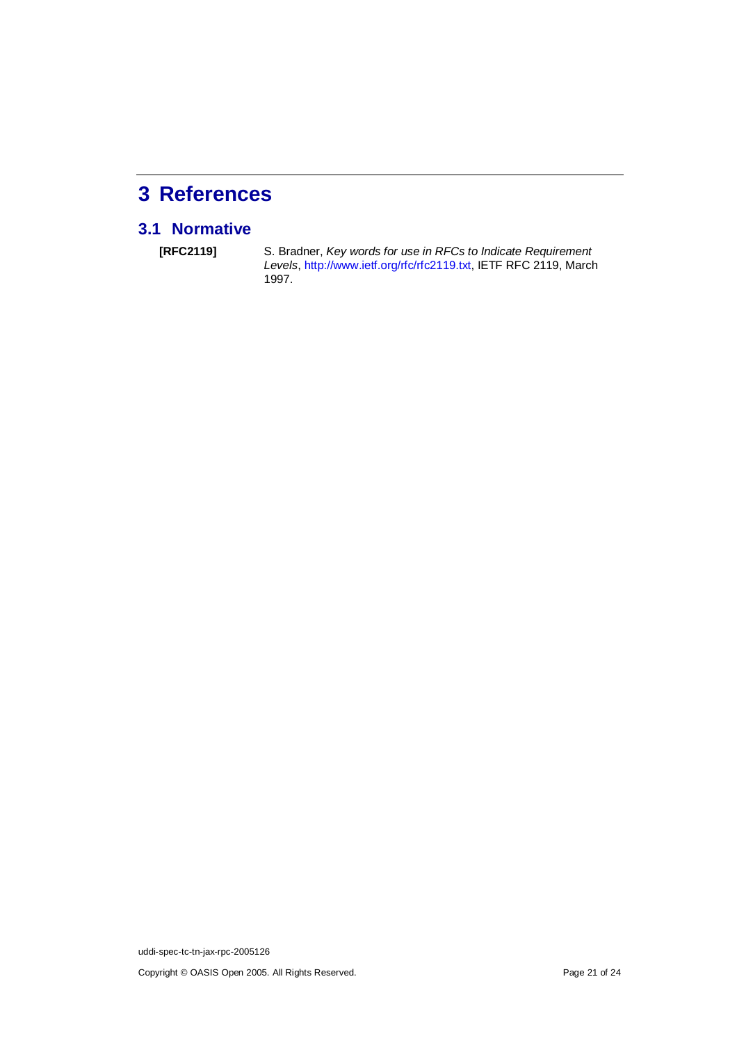# 3 References

## 3.1 Normative

**[RFC2119]** S. Bradner, *Key words for use in RFCs to Indicate Requirement Levels*, http://www.ietf.org/rfc/rfc2119.txt, IETF RFC 2119, March 1997.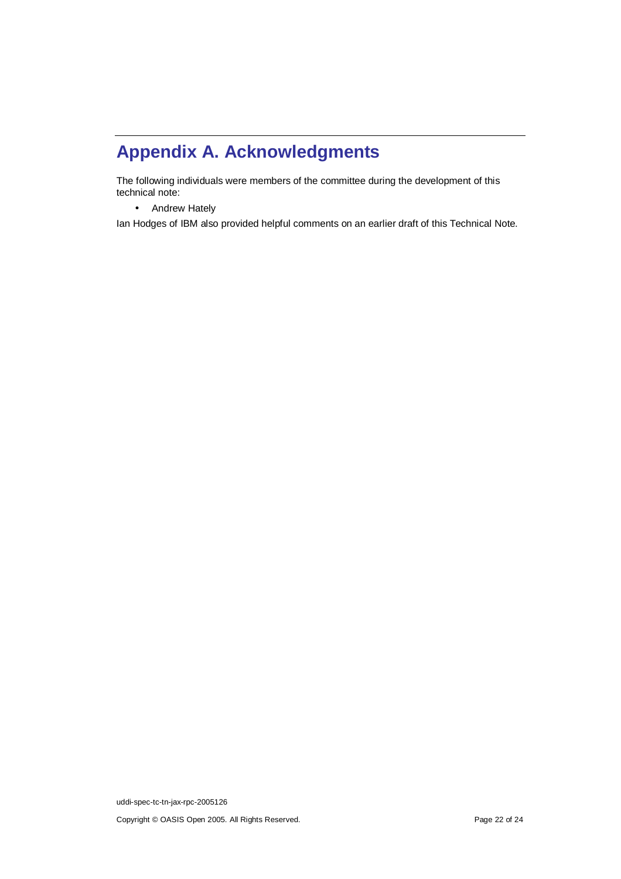# Appendix A. Acknowledgments

The following individuals were members of the committee during the development of this technical note:

- Andrew Hately

Ian Hodges of IBM also provided helpful comments on an earlier draft of this Technical Note.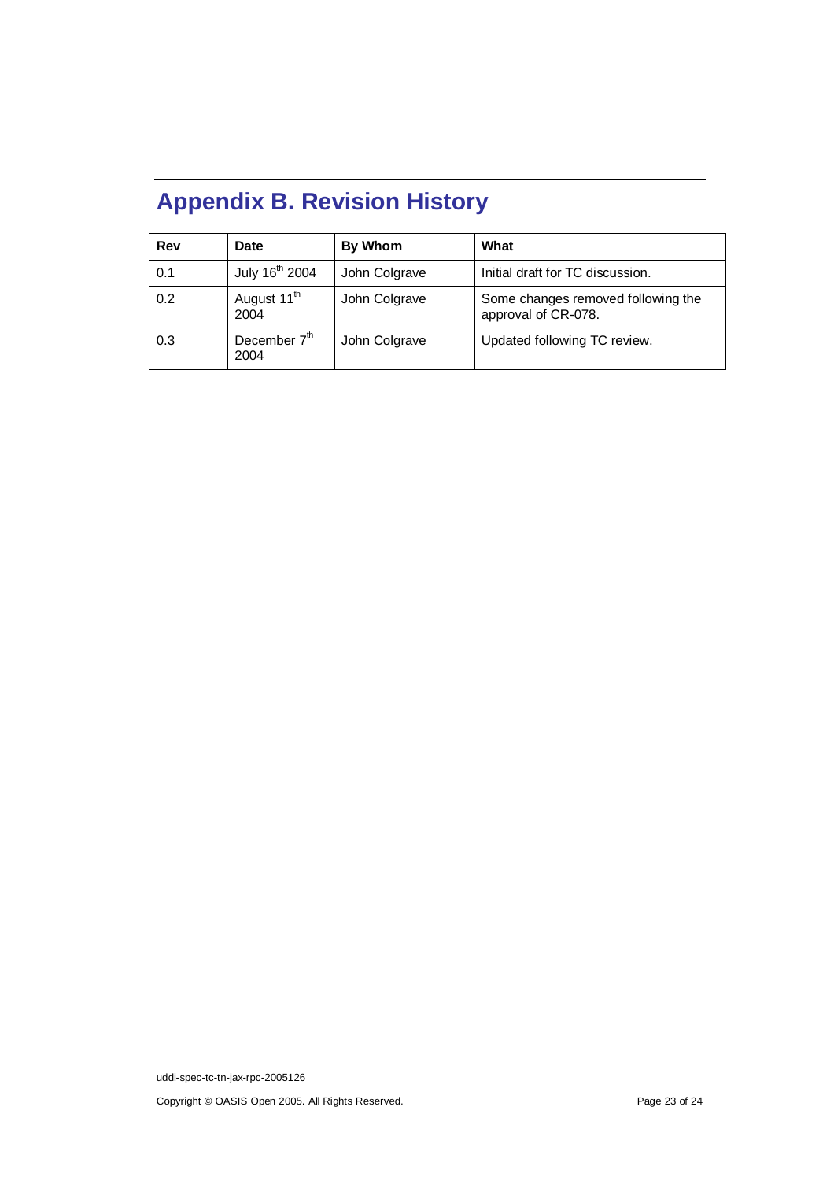# Appendix B. Revision History

| Rev | Date | By Whom | What |
| --- | --- | --- | --- |
| 0.1 | July 16th 2004 | John Colgrave | Initial draft for TC discussion. |
| 0.2 | August 11th 2004 | John Colgrave | Some changes removed following the approval of CR-078. |
| 0.3 | December 7th 2004 | John Colgrave | Updated following TC review. |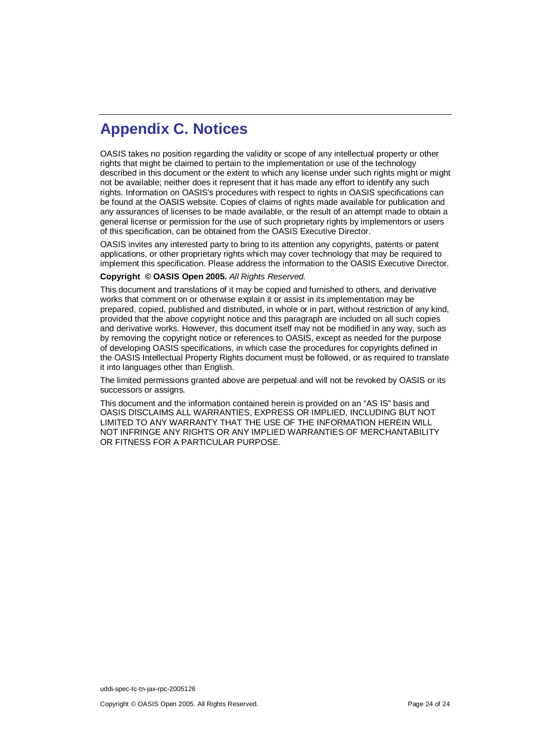# Appendix C. Notices

OASIS takes no position regarding the validity or scope of any intellectual property or other rights that might be claimed to pertain to the implementation or use of the technology described in this document or the extent to which any license under such rights might or might not be available; neither does it represent that it has made any effort to identify any such rights. Information on OASIS's procedures with respect to rights in OASIS specifications can be found at the OASIS website. Copies of claims of rights made available for publication and any assurances of licenses to be made available, or the result of an attempt made to obtain a general license or permission for the use of such proprietary rights by implementors or users of this specification, can be obtained from the OASIS Executive Director.

OASIS invites any interested party to bring to its attention any copyrights, patents or patent applications, or other proprietary rights which may cover technology that may be required to implement this specification. Please address the information to the OASIS Executive Director.

**Copyright © OASIS Open 2005.** *All Rights Reserved.*

This document and translations of it may be copied and furnished to others, and derivative works that comment on or otherwise explain it or assist in its implementation may be prepared, copied, published and distributed, in whole or in part, without restriction of any kind, provided that the above copyright notice and this paragraph are included on all such copies and derivative works. However, this document itself may not be modified in any way, such as by removing the copyright notice or references to OASIS, except as needed for the purpose of developing OASIS specifications, in which case the procedures for copyrights defined in the OASIS Intellectual Property Rights document must be followed, or as required to translate it into languages other than English.

The limited permissions granted above are perpetual and will not be revoked by OASIS or its successors or assigns.

This document and the information contained herein is provided on an "AS IS" basis and OASIS DISCLAIMS ALL WARRANTIES, EXPRESS OR IMPLIED, INCLUDING BUT NOT LIMITED TO ANY WARRANTY THAT THE USE OF THE INFORMATION HEREIN WILL NOT INFRINGE ANY RIGHTS OR ANY IMPLIED WARRANTIES OF MERCHANTABILITY OR FITNESS FOR A PARTICULAR PURPOSE.